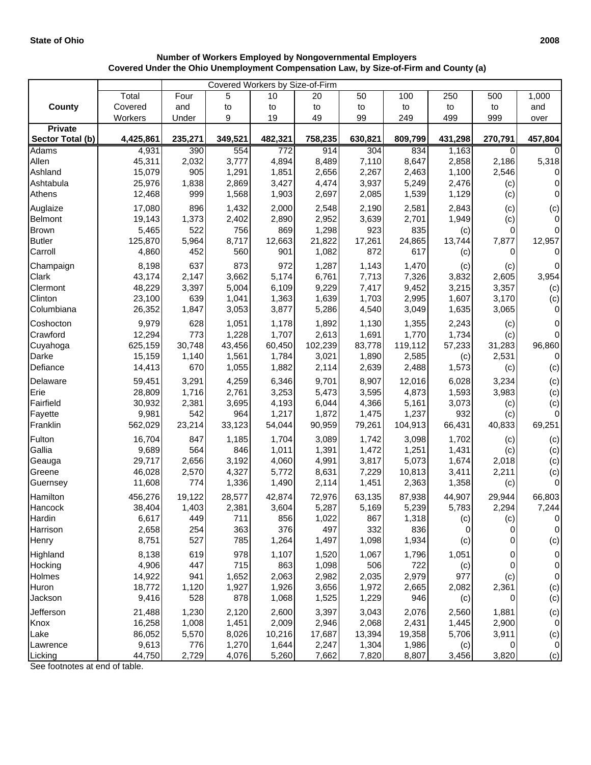**State of Ohio** **2008**

**Number of Workers Employed by Nongovernmental Employers**
**Covered Under the Ohio Unemployment Compensation Law, by Size-of-Firm and County (a)**

| County | Total Covered Workers | Covered Workers by Size-of-Firm | | | | | | | | |
|---|---|---|---|---|---|---|---|---|---|---|
| | | Four and Under | 5 to 9 | 10 to 19 | 20 to 49 | 50 to 99 | 100 to 249 | 250 to 499 | 500 to 999 | 1,000 and over |
| **Private Sector Total (b)** | **4,425,861** | **235,271** | **349,521** | **482,321** | **758,235** | **630,821** | **809,799** | **431,298** | **270,791** | **457,804** |
| Adams | 4,931 | 390 | 554 | 772 | 914 | 304 | 834 | 1,163 | 0 | 0 |
| Allen | 45,311 | 2,032 | 3,777 | 4,894 | 8,489 | 7,110 | 8,647 | 2,858 | 2,186 | 5,318 |
| Ashland | 15,079 | 905 | 1,291 | 1,851 | 2,656 | 2,267 | 2,463 | 1,100 | 2,546 | 0 |
| Ashtabula | 25,976 | 1,838 | 2,869 | 3,427 | 4,474 | 3,937 | 5,249 | 2,476 | (c) | 0 |
| Athens | 12,468 | 999 | 1,568 | 1,903 | 2,697 | 2,085 | 1,539 | 1,129 | (c) | 0 |
| Auglaize | 17,080 | 896 | 1,432 | 2,000 | 2,548 | 2,190 | 2,581 | 2,843 | (c) | (c) |
| Belmont | 19,143 | 1,373 | 2,402 | 2,890 | 2,952 | 3,639 | 2,701 | 1,949 | (c) | 0 |
| Brown | 5,465 | 522 | 756 | 869 | 1,298 | 923 | 835 | (c) | 0 | 0 |
| Butler | 125,870 | 5,964 | 8,717 | 12,663 | 21,822 | 17,261 | 24,865 | 13,744 | 7,877 | 12,957 |
| Carroll | 4,860 | 452 | 560 | 901 | 1,082 | 872 | 617 | (c) | 0 | 0 |
| Champaign | 8,198 | 637 | 873 | 972 | 1,287 | 1,143 | 1,470 | (c) | (c) | 0 |
| Clark | 43,174 | 2,147 | 3,662 | 5,174 | 6,761 | 7,713 | 7,326 | 3,832 | 2,605 | 3,954 |
| Clermont | 48,229 | 3,397 | 5,004 | 6,109 | 9,229 | 7,417 | 9,452 | 3,215 | 3,357 | (c) |
| Clinton | 23,100 | 639 | 1,041 | 1,363 | 1,639 | 1,703 | 2,995 | 1,607 | 3,170 | (c) |
| Columbiana | 26,352 | 1,847 | 3,053 | 3,877 | 5,286 | 4,540 | 3,049 | 1,635 | 3,065 | 0 |
| Coshocton | 9,979 | 628 | 1,051 | 1,178 | 1,892 | 1,130 | 1,355 | 2,243 | (c) | 0 |
| Crawford | 12,294 | 773 | 1,228 | 1,707 | 2,613 | 1,691 | 1,770 | 1,734 | (c) | 0 |
| Cuyahoga | 625,159 | 30,748 | 43,456 | 60,450 | 102,239 | 83,778 | 119,112 | 57,233 | 31,283 | 96,860 |
| Darke | 15,159 | 1,140 | 1,561 | 1,784 | 3,021 | 1,890 | 2,585 | (c) | 2,531 | 0 |
| Defiance | 14,413 | 670 | 1,055 | 1,882 | 2,114 | 2,639 | 2,488 | 1,573 | (c) | (c) |
| Delaware | 59,451 | 3,291 | 4,259 | 6,346 | 9,701 | 8,907 | 12,016 | 6,028 | 3,234 | (c) |
| Erie | 28,809 | 1,716 | 2,761 | 3,253 | 5,473 | 3,595 | 4,873 | 1,593 | 3,983 | (c) |
| Fairfield | 30,932 | 2,381 | 3,695 | 4,193 | 6,044 | 4,366 | 5,161 | 3,073 | (c) | (c) |
| Fayette | 9,981 | 542 | 964 | 1,217 | 1,872 | 1,475 | 1,237 | 932 | (c) | 0 |
| Franklin | 562,029 | 23,214 | 33,123 | 54,044 | 90,959 | 79,261 | 104,913 | 66,431 | 40,833 | 69,251 |
| Fulton | 16,704 | 847 | 1,185 | 1,704 | 3,089 | 1,742 | 3,098 | 1,702 | (c) | (c) |
| Gallia | 9,689 | 564 | 846 | 1,011 | 1,391 | 1,472 | 1,251 | 1,431 | (c) | (c) |
| Geauga | 29,717 | 2,656 | 3,192 | 4,060 | 4,991 | 3,817 | 5,073 | 1,674 | 2,018 | (c) |
| Greene | 46,028 | 2,570 | 4,327 | 5,772 | 8,631 | 7,229 | 10,813 | 3,411 | 2,211 | (c) |
| Guernsey | 11,608 | 774 | 1,336 | 1,490 | 2,114 | 1,451 | 2,363 | 1,358 | (c) | 0 |
| Hamilton | 456,276 | 19,122 | 28,577 | 42,874 | 72,976 | 63,135 | 87,938 | 44,907 | 29,944 | 66,803 |
| Hancock | 38,404 | 1,403 | 2,381 | 3,604 | 5,287 | 5,169 | 5,239 | 5,783 | 2,294 | 7,244 |
| Hardin | 6,617 | 449 | 711 | 856 | 1,022 | 867 | 1,318 | (c) | (c) | 0 |
| Harrison | 2,658 | 254 | 363 | 376 | 497 | 332 | 836 | 0 | 0 | 0 |
| Henry | 8,751 | 527 | 785 | 1,264 | 1,497 | 1,098 | 1,934 | (c) | 0 | (c) |
| Highland | 8,138 | 619 | 978 | 1,107 | 1,520 | 1,067 | 1,796 | 1,051 | 0 | 0 |
| Hocking | 4,906 | 447 | 715 | 863 | 1,098 | 506 | 722 | (c) | 0 | 0 |
| Holmes | 14,922 | 941 | 1,652 | 2,063 | 2,982 | 2,035 | 2,979 | 977 | (c) | 0 |
| Huron | 18,772 | 1,120 | 1,927 | 1,926 | 3,656 | 1,972 | 2,665 | 2,082 | 2,361 | (c) |
| Jackson | 9,416 | 528 | 878 | 1,068 | 1,525 | 1,229 | 946 | (c) | 0 | (c) |
| Jefferson | 21,488 | 1,230 | 2,120 | 2,600 | 3,397 | 3,043 | 2,076 | 2,560 | 1,881 | (c) |
| Knox | 16,258 | 1,008 | 1,451 | 2,009 | 2,946 | 2,068 | 2,431 | 1,445 | 2,900 | 0 |
| Lake | 86,052 | 5,570 | 8,026 | 10,216 | 17,687 | 13,394 | 19,358 | 5,706 | 3,911 | (c) |
| Lawrence | 9,613 | 776 | 1,270 | 1,644 | 2,247 | 1,304 | 1,986 | (c) | 0 | 0 |
| Licking | 44,750 | 2,729 | 4,076 | 5,260 | 7,662 | 7,820 | 8,807 | 3,456 | 3,820 | (c) |

See footnotes at end of table.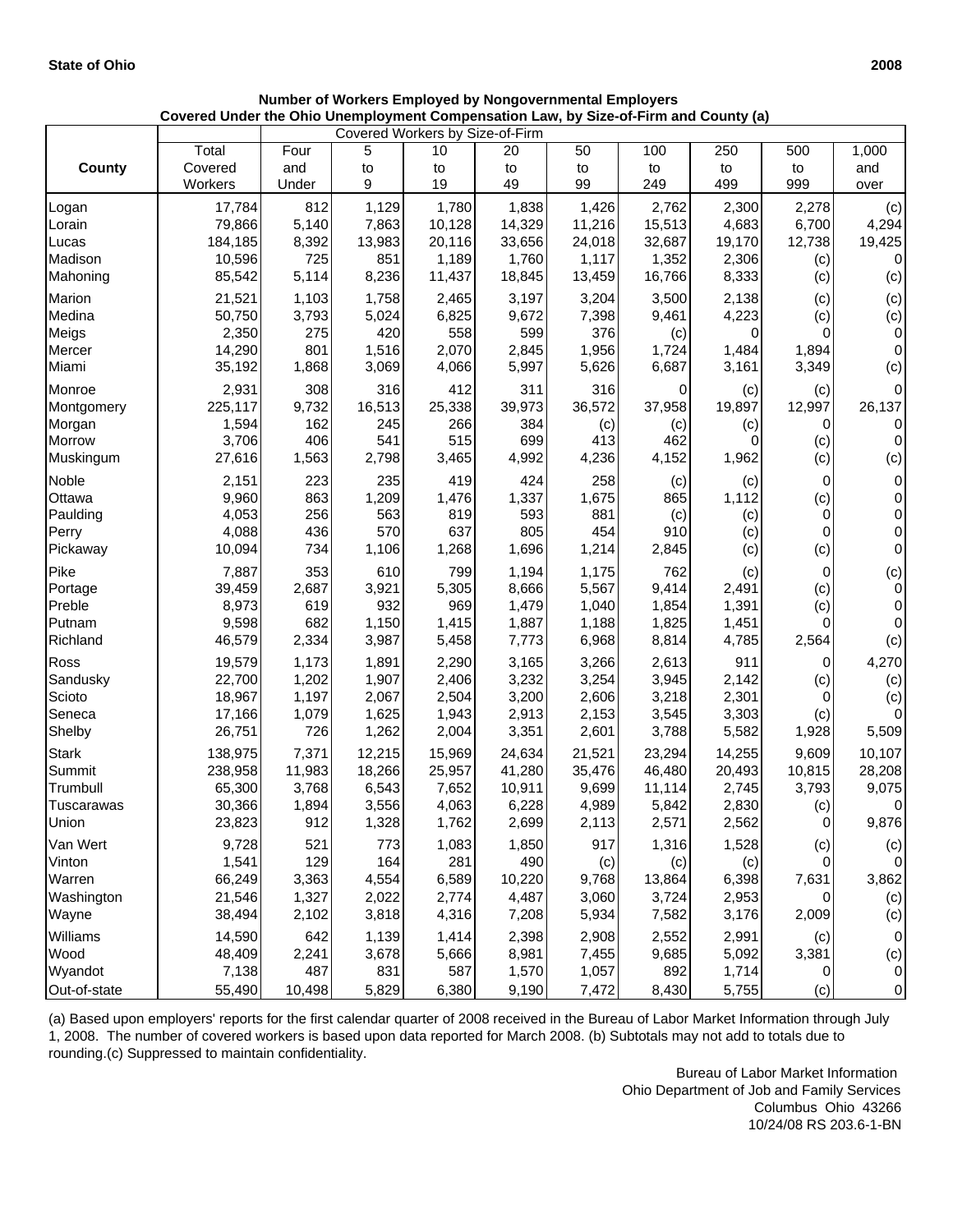**State of Ohio** **2008**

**Number of Workers Employed by Nongovernmental Employers Covered Under the Ohio Unemployment Compensation Law, by Size-of-Firm and County (a)**

| | | Covered Workers by Size-of-Firm | | | | | | | | |
|---|---|---|---|---|---|---|---|---|---|---|
| County | Total Covered Workers | Four and Under | 5 to 9 | 10 to 19 | 20 to 49 | 50 to 99 | 100 to 249 | 250 to 499 | 500 to 999 | 1,000 and over |
| Logan | 17,784 | 812 | 1,129 | 1,780 | 1,838 | 1,426 | 2,762 | 2,300 | 2,278 | (c) |
| Lorain | 79,866 | 5,140 | 7,863 | 10,128 | 14,329 | 11,216 | 15,513 | 4,683 | 6,700 | 4,294 |
| Lucas | 184,185 | 8,392 | 13,983 | 20,116 | 33,656 | 24,018 | 32,687 | 19,170 | 12,738 | 19,425 |
| Madison | 10,596 | 725 | 851 | 1,189 | 1,760 | 1,117 | 1,352 | 2,306 | (c) | 0 |
| Mahoning | 85,542 | 5,114 | 8,236 | 11,437 | 18,845 | 13,459 | 16,766 | 8,333 | (c) | (c) |
| Marion | 21,521 | 1,103 | 1,758 | 2,465 | 3,197 | 3,204 | 3,500 | 2,138 | (c) | (c) |
| Medina | 50,750 | 3,793 | 5,024 | 6,825 | 9,672 | 7,398 | 9,461 | 4,223 | (c) | (c) |
| Meigs | 2,350 | 275 | 420 | 558 | 599 | 376 | (c) | 0 | 0 | 0 |
| Mercer | 14,290 | 801 | 1,516 | 2,070 | 2,845 | 1,956 | 1,724 | 1,484 | 1,894 | 0 |
| Miami | 35,192 | 1,868 | 3,069 | 4,066 | 5,997 | 5,626 | 6,687 | 3,161 | 3,349 | (c) |
| Monroe | 2,931 | 308 | 316 | 412 | 311 | 316 | 0 | (c) | (c) | 0 |
| Montgomery | 225,117 | 9,732 | 16,513 | 25,338 | 39,973 | 36,572 | 37,958 | 19,897 | 12,997 | 26,137 |
| Morgan | 1,594 | 162 | 245 | 266 | 384 | (c) | (c) | (c) | 0 | 0 |
| Morrow | 3,706 | 406 | 541 | 515 | 699 | 413 | 462 | 0 | (c) | 0 |
| Muskingum | 27,616 | 1,563 | 2,798 | 3,465 | 4,992 | 4,236 | 4,152 | 1,962 | (c) | (c) |
| Noble | 2,151 | 223 | 235 | 419 | 424 | 258 | (c) | (c) | 0 | 0 |
| Ottawa | 9,960 | 863 | 1,209 | 1,476 | 1,337 | 1,675 | 865 | 1,112 | (c) | 0 |
| Paulding | 4,053 | 256 | 563 | 819 | 593 | 881 | (c) | (c) | 0 | 0 |
| Perry | 4,088 | 436 | 570 | 637 | 805 | 454 | 910 | (c) | 0 | 0 |
| Pickaway | 10,094 | 734 | 1,106 | 1,268 | 1,696 | 1,214 | 2,845 | (c) | (c) | 0 |
| Pike | 7,887 | 353 | 610 | 799 | 1,194 | 1,175 | 762 | (c) | 0 | (c) |
| Portage | 39,459 | 2,687 | 3,921 | 5,305 | 8,666 | 5,567 | 9,414 | 2,491 | (c) | 0 |
| Preble | 8,973 | 619 | 932 | 969 | 1,479 | 1,040 | 1,854 | 1,391 | (c) | 0 |
| Putnam | 9,598 | 682 | 1,150 | 1,415 | 1,887 | 1,188 | 1,825 | 1,451 | 0 | 0 |
| Richland | 46,579 | 2,334 | 3,987 | 5,458 | 7,773 | 6,968 | 8,814 | 4,785 | 2,564 | (c) |
| Ross | 19,579 | 1,173 | 1,891 | 2,290 | 3,165 | 3,266 | 2,613 | 911 | 0 | 4,270 |
| Sandusky | 22,700 | 1,202 | 1,907 | 2,406 | 3,232 | 3,254 | 3,945 | 2,142 | (c) | (c) |
| Scioto | 18,967 | 1,197 | 2,067 | 2,504 | 3,200 | 2,606 | 3,218 | 2,301 | 0 | (c) |
| Seneca | 17,166 | 1,079 | 1,625 | 1,943 | 2,913 | 2,153 | 3,545 | 3,303 | (c) | 0 |
| Shelby | 26,751 | 726 | 1,262 | 2,004 | 3,351 | 2,601 | 3,788 | 5,582 | 1,928 | 5,509 |
| Stark | 138,975 | 7,371 | 12,215 | 15,969 | 24,634 | 21,521 | 23,294 | 14,255 | 9,609 | 10,107 |
| Summit | 238,958 | 11,983 | 18,266 | 25,957 | 41,280 | 35,476 | 46,480 | 20,493 | 10,815 | 28,208 |
| Trumbull | 65,300 | 3,768 | 6,543 | 7,652 | 10,911 | 9,699 | 11,114 | 2,745 | 3,793 | 9,075 |
| Tuscarawas | 30,366 | 1,894 | 3,556 | 4,063 | 6,228 | 4,989 | 5,842 | 2,830 | (c) | 0 |
| Union | 23,823 | 912 | 1,328 | 1,762 | 2,699 | 2,113 | 2,571 | 2,562 | 0 | 9,876 |
| Van Wert | 9,728 | 521 | 773 | 1,083 | 1,850 | 917 | 1,316 | 1,528 | (c) | (c) |
| Vinton | 1,541 | 129 | 164 | 281 | 490 | (c) | (c) | (c) | 0 | 0 |
| Warren | 66,249 | 3,363 | 4,554 | 6,589 | 10,220 | 9,768 | 13,864 | 6,398 | 7,631 | 3,862 |
| Washington | 21,546 | 1,327 | 2,022 | 2,774 | 4,487 | 3,060 | 3,724 | 2,953 | 0 | (c) |
| Wayne | 38,494 | 2,102 | 3,818 | 4,316 | 7,208 | 5,934 | 7,582 | 3,176 | 2,009 | (c) |
| Williams | 14,590 | 642 | 1,139 | 1,414 | 2,398 | 2,908 | 2,552 | 2,991 | (c) | 0 |
| Wood | 48,409 | 2,241 | 3,678 | 5,666 | 8,981 | 7,455 | 9,685 | 5,092 | 3,381 | (c) |
| Wyandot | 7,138 | 487 | 831 | 587 | 1,570 | 1,057 | 892 | 1,714 | 0 | 0 |
| Out-of-state | 55,490 | 10,498 | 5,829 | 6,380 | 9,190 | 7,472 | 8,430 | 5,755 | (c) | 0 |

(a) Based upon employers' reports for the first calendar quarter of 2008 received in the Bureau of Labor Market Information through July 1, 2008. The number of covered workers is based upon data reported for March 2008. (b) Subtotals may not add to totals due to rounding.(c) Suppressed to maintain confidentiality.

Bureau of Labor Market Information
Ohio Department of Job and Family Services
Columbus Ohio 43266
10/24/08 RS 203.6-1-BN